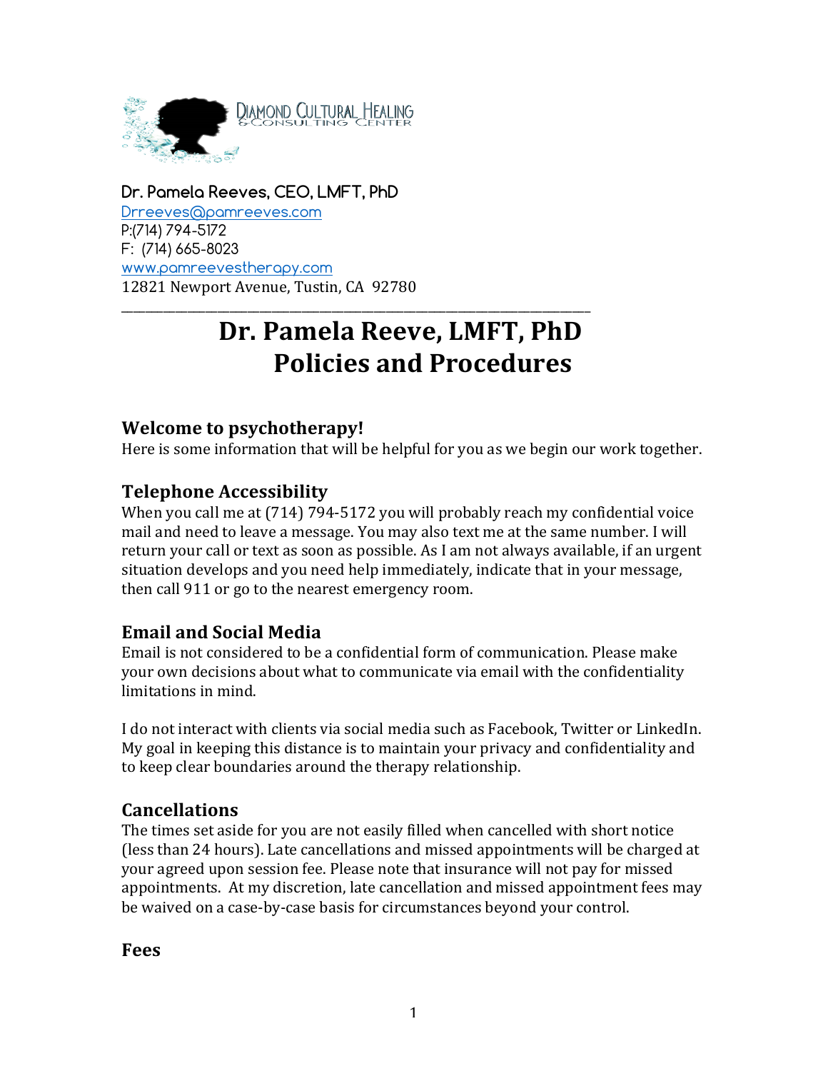DIAMOND CULTURAL HEALING
& CONSULTING CENTER

**Dr. Pamela Reeves, CEO, LMFT, PhD**
Drreeves@pamreeves.com
P:(714) 794-5172
F: (714) 665-8023
www.pamreevestherapy.com
12821 Newport Avenue, Tustin, CA 92780

---

# Dr. Pamela Reeve, LMFT, PhD
# Policies and Procedures

## Welcome to psychotherapy!

Here is some information that will be helpful for you as we begin our work together.

## Telephone Accessibility

When you call me at (714) 794-5172 you will probably reach my confidential voice mail and need to leave a message. You may also text me at the same number. I will return your call or text as soon as possible. As I am not always available, if an urgent situation develops and you need help immediately, indicate that in your message, then call 911 or go to the nearest emergency room.

## Email and Social Media

Email is not considered to be a confidential form of communication. Please make your own decisions about what to communicate via email with the confidentiality limitations in mind.

I do not interact with clients via social media such as Facebook, Twitter or LinkedIn. My goal in keeping this distance is to maintain your privacy and confidentiality and to keep clear boundaries around the therapy relationship.

## Cancellations

The times set aside for you are not easily filled when cancelled with short notice (less than 24 hours). Late cancellations and missed appointments will be charged at your agreed upon session fee. Please note that insurance will not pay for missed appointments. At my discretion, late cancellation and missed appointment fees may be waived on a case-by-case basis for circumstances beyond your control.

## Fees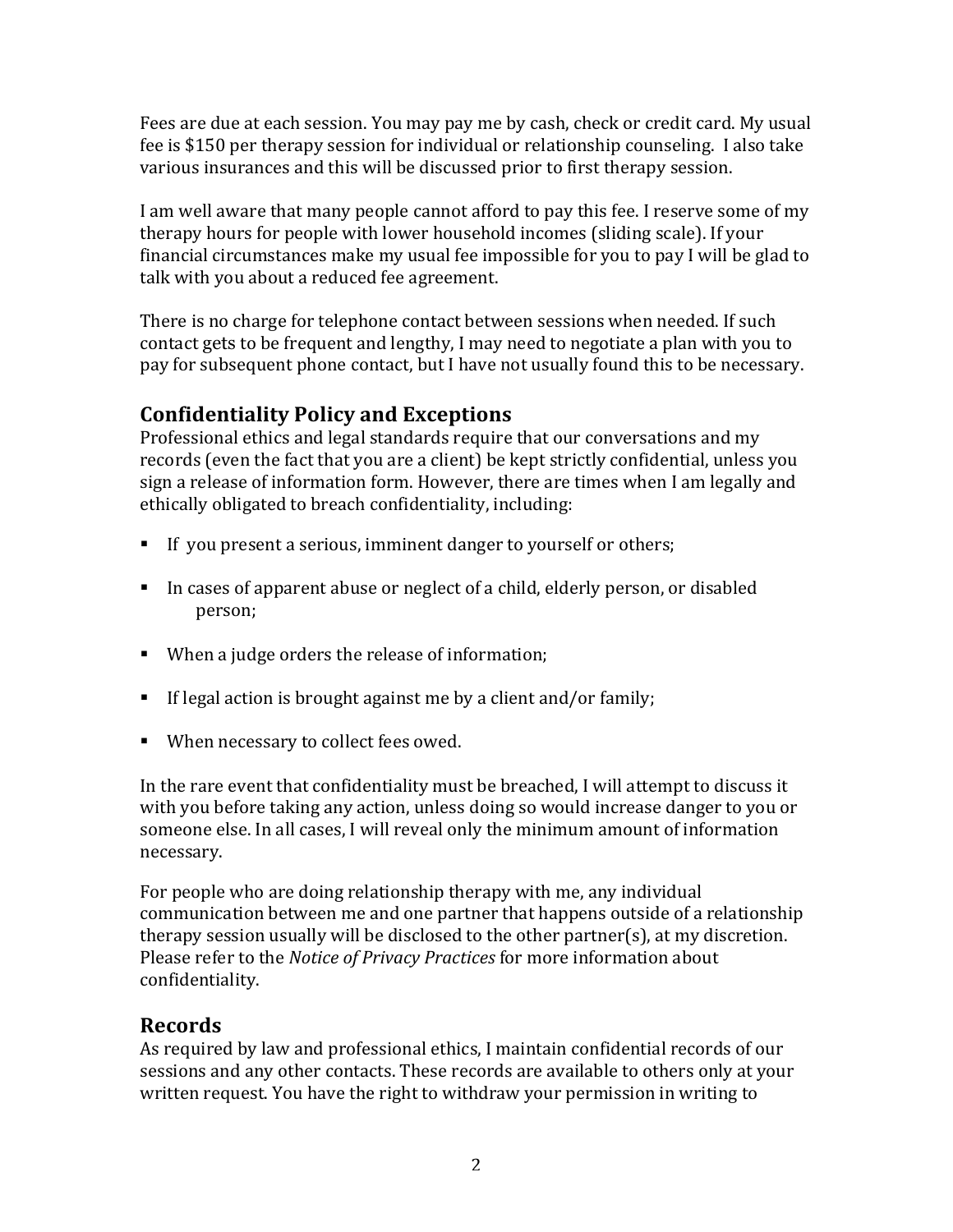Fees are due at each session. You may pay me by cash, check or credit card. My usual fee is $150 per therapy session for individual or relationship counseling. I also take various insurances and this will be discussed prior to first therapy session.

I am well aware that many people cannot afford to pay this fee. I reserve some of my therapy hours for people with lower household incomes (sliding scale). If your financial circumstances make my usual fee impossible for you to pay I will be glad to talk with you about a reduced fee agreement.

There is no charge for telephone contact between sessions when needed. If such contact gets to be frequent and lengthy, I may need to negotiate a plan with you to pay for subsequent phone contact, but I have not usually found this to be necessary.

## Confidentiality Policy and Exceptions

Professional ethics and legal standards require that our conversations and my records (even the fact that you are a client) be kept strictly confidential, unless you sign a release of information form. However, there are times when I am legally and ethically obligated to breach confidentiality, including:

- If you present a serious, imminent danger to yourself or others;
- In cases of apparent abuse or neglect of a child, elderly person, or disabled person;
- When a judge orders the release of information;
- If legal action is brought against me by a client and/or family;
- When necessary to collect fees owed.

In the rare event that confidentiality must be breached, I will attempt to discuss it with you before taking any action, unless doing so would increase danger to you or someone else. In all cases, I will reveal only the minimum amount of information necessary.

For people who are doing relationship therapy with me, any individual communication between me and one partner that happens outside of a relationship therapy session usually will be disclosed to the other partner(s), at my discretion. Please refer to the *Notice of Privacy Practices* for more information about confidentiality.

## Records

As required by law and professional ethics, I maintain confidential records of our sessions and any other contacts. These records are available to others only at your written request. You have the right to withdraw your permission in writing to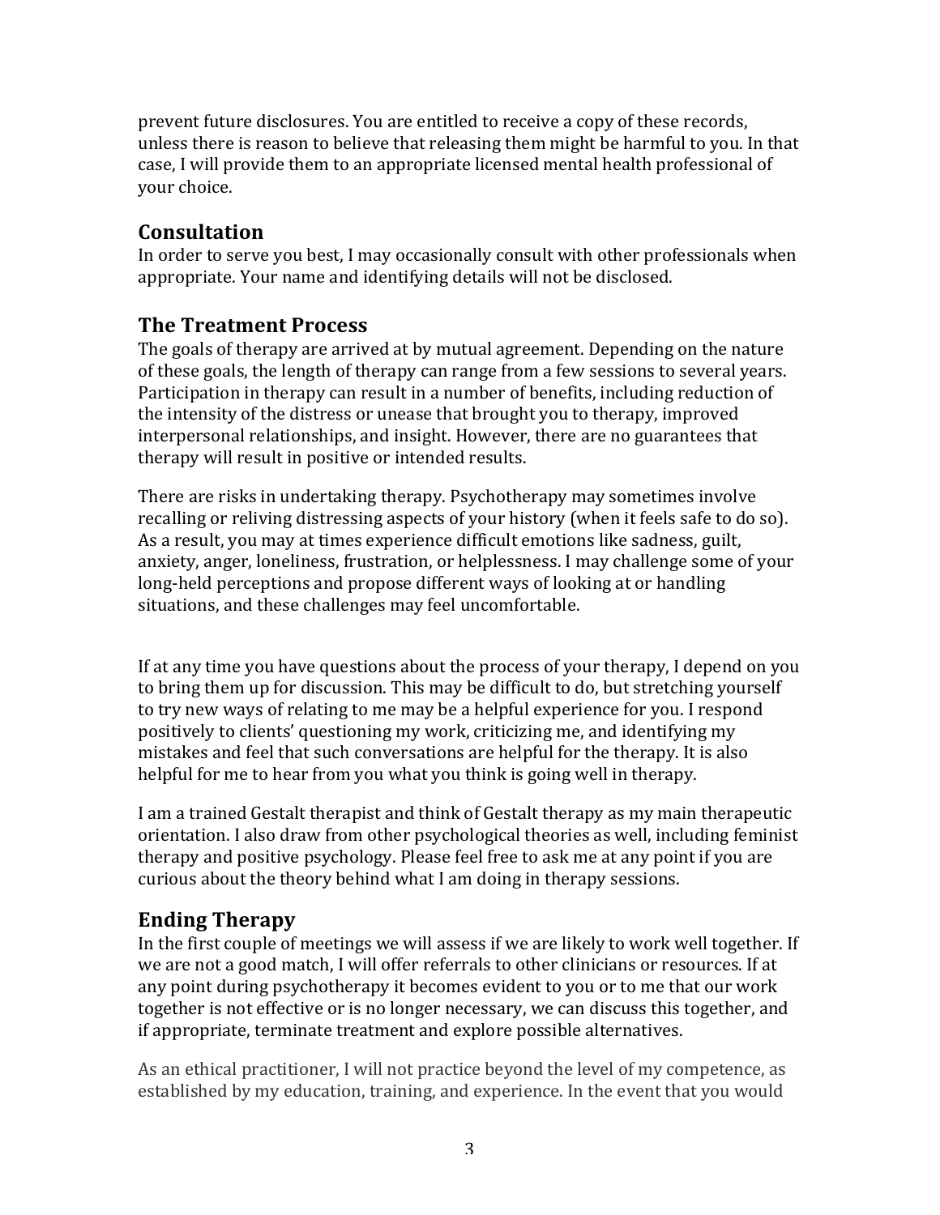prevent future disclosures. You are entitled to receive a copy of these records, unless there is reason to believe that releasing them might be harmful to you. In that case, I will provide them to an appropriate licensed mental health professional of your choice.

## Consultation

In order to serve you best, I may occasionally consult with other professionals when appropriate. Your name and identifying details will not be disclosed.

## The Treatment Process

The goals of therapy are arrived at by mutual agreement. Depending on the nature of these goals, the length of therapy can range from a few sessions to several years. Participation in therapy can result in a number of benefits, including reduction of the intensity of the distress or unease that brought you to therapy, improved interpersonal relationships, and insight. However, there are no guarantees that therapy will result in positive or intended results.

There are risks in undertaking therapy. Psychotherapy may sometimes involve recalling or reliving distressing aspects of your history (when it feels safe to do so). As a result, you may at times experience difficult emotions like sadness, guilt, anxiety, anger, loneliness, frustration, or helplessness. I may challenge some of your long-held perceptions and propose different ways of looking at or handling situations, and these challenges may feel uncomfortable.

If at any time you have questions about the process of your therapy, I depend on you to bring them up for discussion. This may be difficult to do, but stretching yourself to try new ways of relating to me may be a helpful experience for you. I respond positively to clients' questioning my work, criticizing me, and identifying my mistakes and feel that such conversations are helpful for the therapy. It is also helpful for me to hear from you what you think is going well in therapy.

I am a trained Gestalt therapist and think of Gestalt therapy as my main therapeutic orientation. I also draw from other psychological theories as well, including feminist therapy and positive psychology. Please feel free to ask me at any point if you are curious about the theory behind what I am doing in therapy sessions.

## Ending Therapy

In the first couple of meetings we will assess if we are likely to work well together. If we are not a good match, I will offer referrals to other clinicians or resources. If at any point during psychotherapy it becomes evident to you or to me that our work together is not effective or is no longer necessary, we can discuss this together, and if appropriate, terminate treatment and explore possible alternatives.

As an ethical practitioner, I will not practice beyond the level of my competence, as established by my education, training, and experience. In the event that you would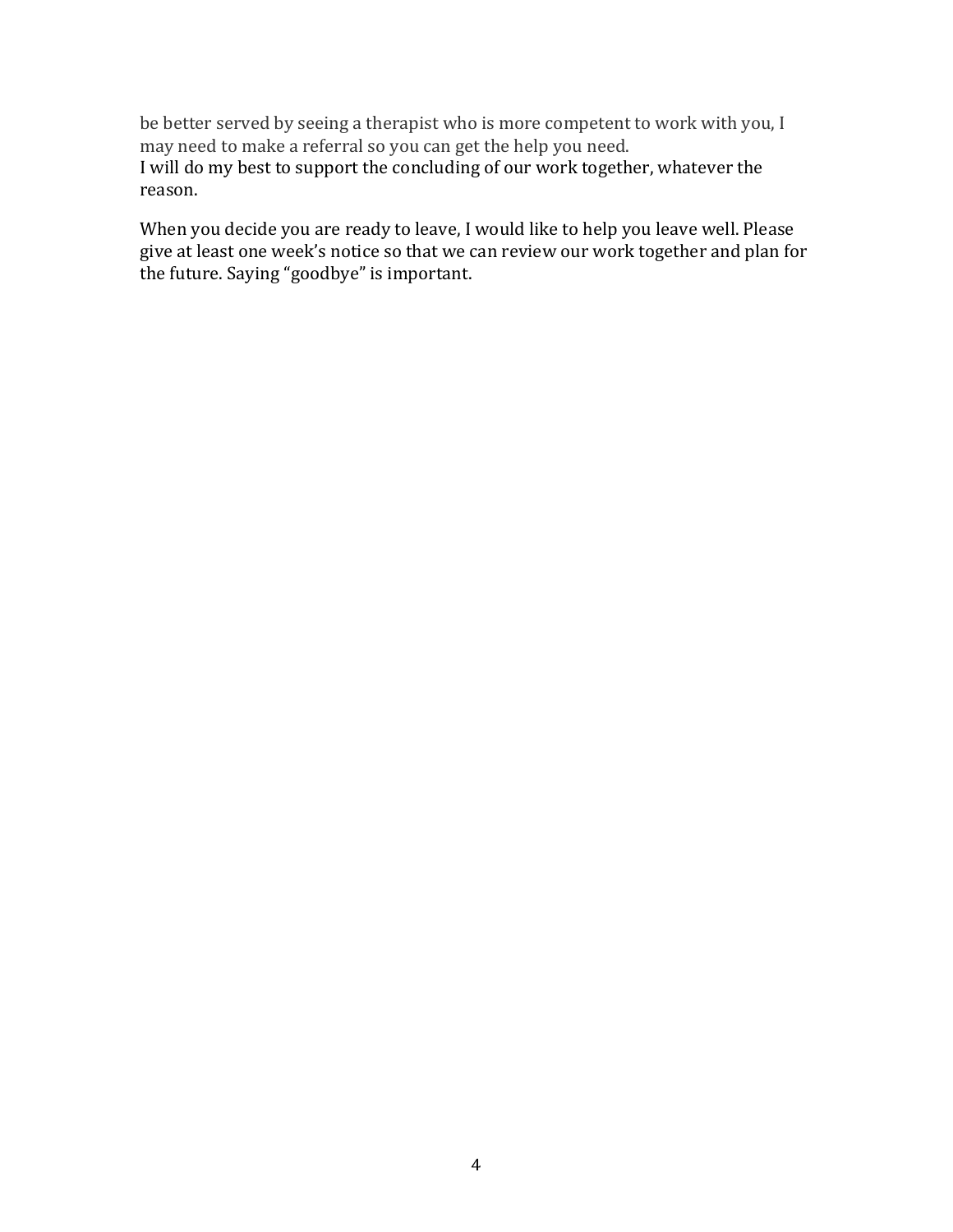be better served by seeing a therapist who is more competent to work with you, I may need to make a referral so you can get the help you need.
I will do my best to support the concluding of our work together, whatever the reason.

When you decide you are ready to leave, I would like to help you leave well. Please give at least one week's notice so that we can review our work together and plan for the future. Saying "goodbye" is important.